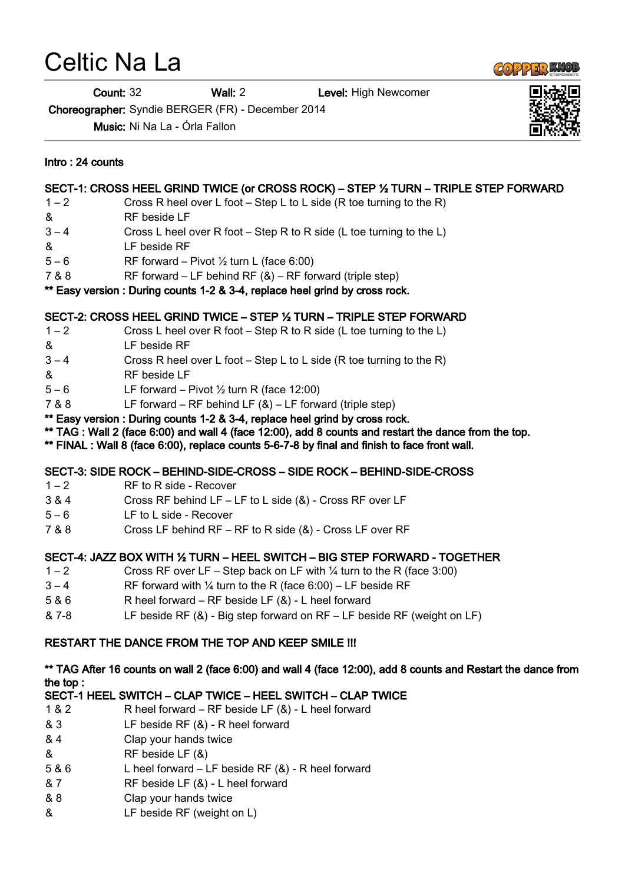# Celtic Na La

**Count:** 32 **Wall:** 2 **Level:** High Newcomer

**Choreographer:** Syndie BERGER (FR) - December 2014

**Music:** Ni Na La - Órla Fallon

**Intro : 24 counts**

**SECT-1: CROSS HEEL GRIND TWICE (or CROSS ROCK) – STEP ½ TURN – TRIPLE STEP FORWARD**

| | |
|---|---|
| 1 – 2 | Cross R heel over L foot – Step L to L side (R toe turning to the R) |
| & | RF beside LF |
| 3 – 4 | Cross L heel over R foot – Step R to R side (L toe turning to the L) |
| & | LF beside RF |
| 5 – 6 | RF forward – Pivot ½ turn L (face 6:00) |
| 7 & 8 | RF forward – LF behind RF (&) – RF forward (triple step) |

**\*\* Easy version : During counts 1-2 & 3-4, replace heel grind by cross rock.**

**SECT-2: CROSS HEEL GRIND TWICE – STEP ½ TURN – TRIPLE STEP FORWARD**

| | |
|---|---|
| 1 – 2 | Cross L heel over R foot – Step R to R side (L toe turning to the L) |
| & | LF beside RF |
| 3 – 4 | Cross R heel over L foot – Step L to L side (R toe turning to the R) |
| & | RF beside LF |
| 5 – 6 | LF forward – Pivot ½ turn R (face 12:00) |
| 7 & 8 | LF forward – RF behind LF (&) – LF forward (triple step) |

**\*\* Easy version : During counts 1-2 & 3-4, replace heel grind by cross rock.**
**\*\* TAG : Wall 2 (face 6:00) and wall 4 (face 12:00), add 8 counts and restart the dance from the top.**
**\*\* FINAL : Wall 8 (face 6:00), replace counts 5-6-7-8 by final and finish to face front wall.**

**SECT-3: SIDE ROCK – BEHIND-SIDE-CROSS – SIDE ROCK – BEHIND-SIDE-CROSS**

| | |
|---|---|
| 1 – 2 | RF to R side - Recover |
| 3 & 4 | Cross RF behind LF – LF to L side (&) - Cross RF over LF |
| 5 – 6 | LF to L side - Recover |
| 7 & 8 | Cross LF behind RF – RF to R side (&) - Cross LF over RF |

**SECT-4: JAZZ BOX WITH ½ TURN – HEEL SWITCH – BIG STEP FORWARD - TOGETHER**

| | |
|---|---|
| 1 – 2 | Cross RF over LF – Step back on LF with ¼ turn to the R (face 3:00) |
| 3 – 4 | RF forward with ¼ turn to the R (face 6:00) – LF beside RF |
| 5 & 6 | R heel forward – RF beside LF (&) - L heel forward |
| & 7-8 | LF beside RF (&) - Big step forward on RF – LF beside RF (weight on LF) |

**RESTART THE DANCE FROM THE TOP AND KEEP SMILE !!!**

**\*\* TAG After 16 counts on wall 2 (face 6:00) and wall 4 (face 12:00), add 8 counts and Restart the dance from the top :**

**SECT-1 HEEL SWITCH – CLAP TWICE – HEEL SWITCH – CLAP TWICE**

| | |
|---|---|
| 1 & 2 | R heel forward – RF beside LF (&) - L heel forward |
| & 3 | LF beside RF (&) - R heel forward |
| & 4 | Clap your hands twice |
| & | RF beside LF (&) |
| 5 & 6 | L heel forward – LF beside RF (&) - R heel forward |
| & 7 | RF beside LF (&) - L heel forward |
| & 8 | Clap your hands twice |
| & | LF beside RF (weight on L) |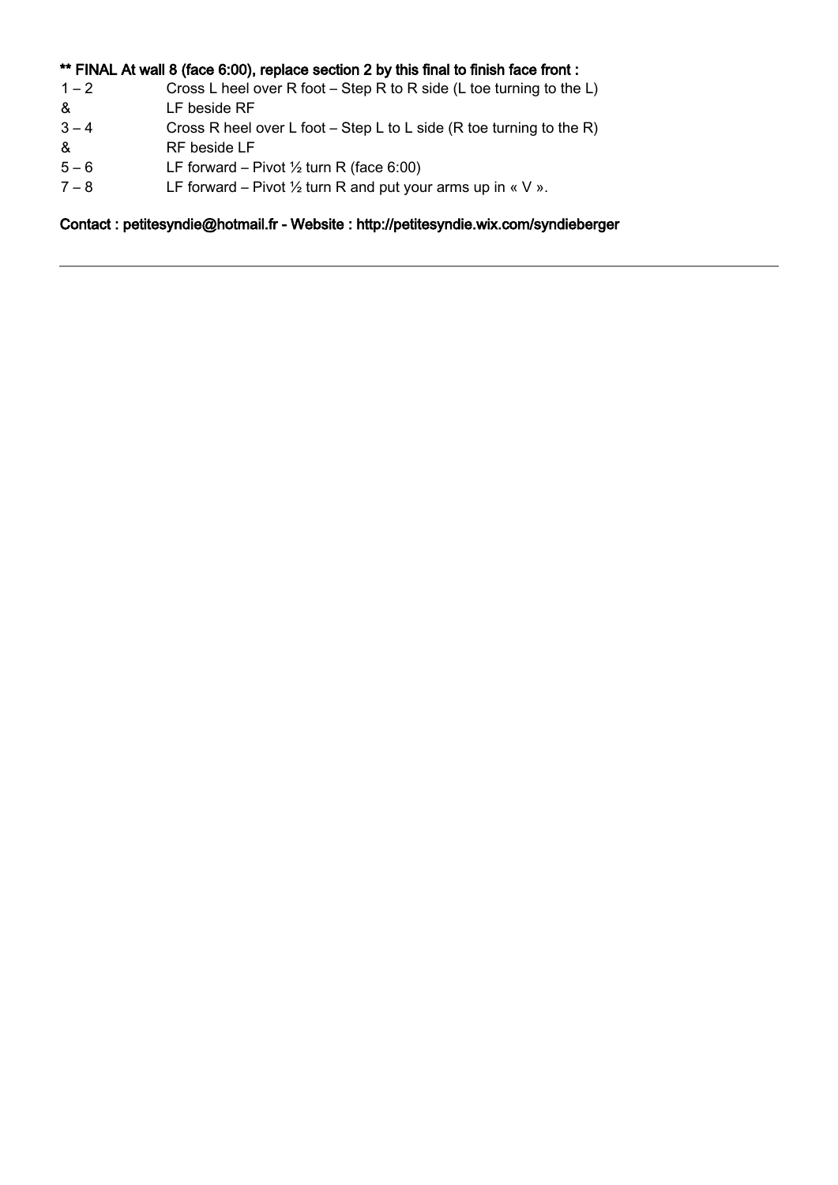**** FINAL At wall 8 (face 6:00), replace section 2 by this final to finish face front :**

| | |
|---|---|
| 1 – 2 | Cross L heel over R foot – Step R to R side (L toe turning to the L) |
| & | LF beside RF |
| 3 – 4 | Cross R heel over L foot – Step L to L side (R toe turning to the R) |
| & | RF beside LF |
| 5 – 6 | LF forward – Pivot ½ turn R (face 6:00) |
| 7 – 8 | LF forward – Pivot ½ turn R and put your arms up in « V ». |

**Contact : petitesyndie@hotmail.fr - Website : http://petitesyndie.wix.com/syndieberger**

---